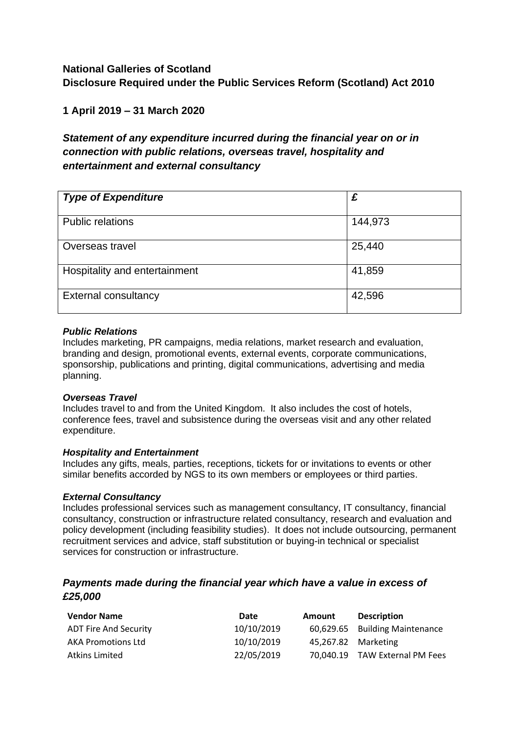**National Galleries of Scotland**
**Disclosure Required under the Public Services Reform (Scotland) Act 2010**

**1 April 2019 – 31 March 2020**

***Statement of any expenditure incurred during the financial year on or in connection with public relations, overseas travel, hospitality and entertainment and external consultancy***

| ***Type of Expenditure*** | ***£*** |
| --- | --- |
| Public relations | 144,973 |
| Overseas travel | 25,440 |
| Hospitality and entertainment | 41,859 |
| External consultancy | 42,596 |

***Public Relations***
Includes marketing, PR campaigns, media relations, market research and evaluation, branding and design, promotional events, external events, corporate communications, sponsorship, publications and printing, digital communications, advertising and media planning.

***Overseas Travel***
Includes travel to and from the United Kingdom. It also includes the cost of hotels, conference fees, travel and subsistence during the overseas visit and any other related expenditure.

***Hospitality and Entertainment***
Includes any gifts, meals, parties, receptions, tickets for or invitations to events or other similar benefits accorded by NGS to its own members or employees or third parties.

***External Consultancy***
Includes professional services such as management consultancy, IT consultancy, financial consultancy, construction or infrastructure related consultancy, research and evaluation and policy development (including feasibility studies). It does not include outsourcing, permanent recruitment services and advice, staff substitution or buying-in technical or specialist services for construction or infrastructure.

## *Payments made during the financial year which have a value in excess of £25,000*

| **Vendor Name** | **Date** | **Amount** | **Description** |
| --- | --- | --- | --- |
| ADT Fire And Security | 10/10/2019 | 60,629.65 | Building Maintenance |
| AKA Promotions Ltd | 10/10/2019 | 45,267.82 | Marketing |
| Atkins Limited | 22/05/2019 | 70,040.19 | TAW External PM Fees |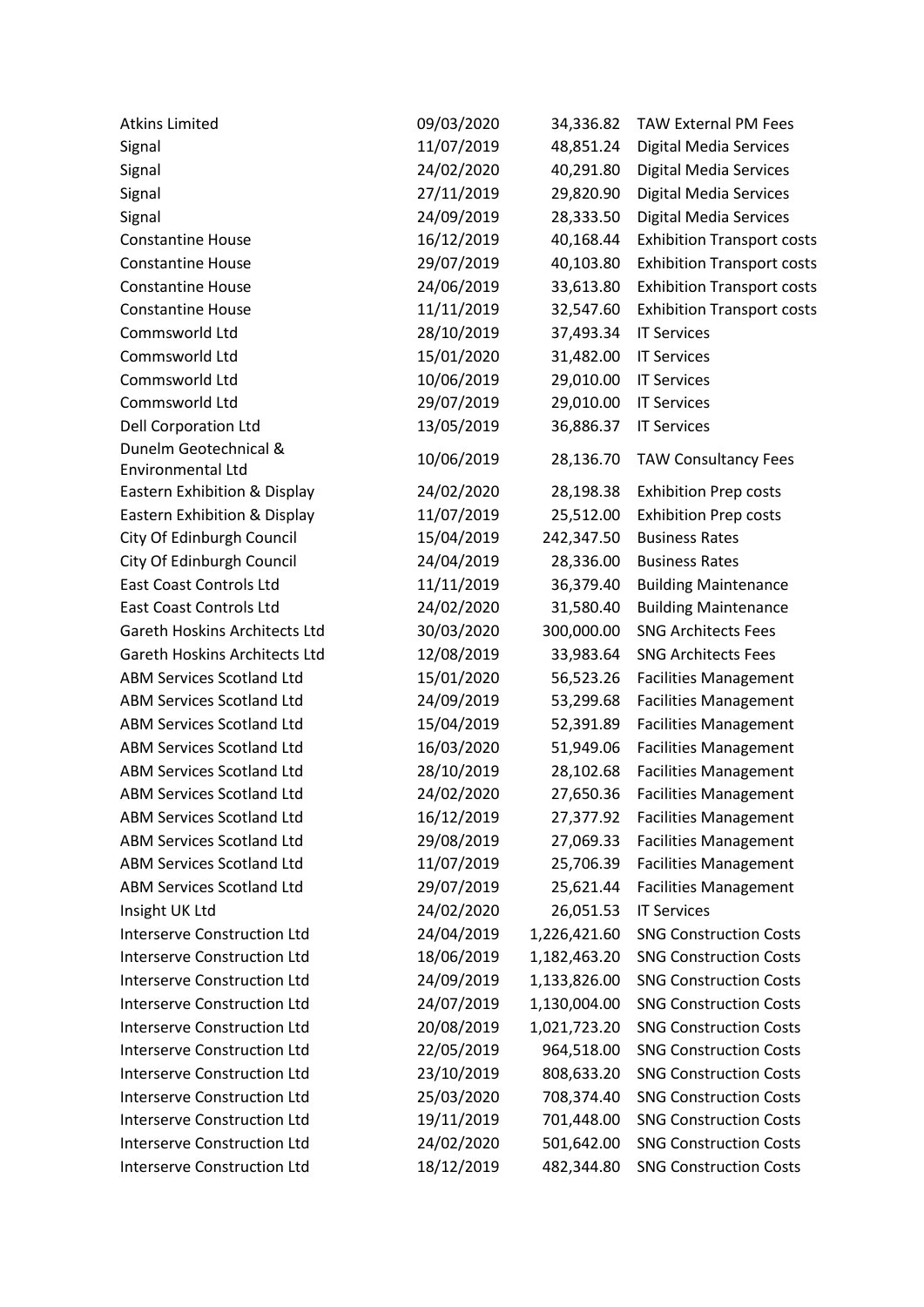| | | | |
|---|---|---|---|
| Atkins Limited | 09/03/2020 | 34,336.82 | TAW External PM Fees |
| Signal | 11/07/2019 | 48,851.24 | Digital Media Services |
| Signal | 24/02/2020 | 40,291.80 | Digital Media Services |
| Signal | 27/11/2019 | 29,820.90 | Digital Media Services |
| Signal | 24/09/2019 | 28,333.50 | Digital Media Services |
| Constantine House | 16/12/2019 | 40,168.44 | Exhibition Transport costs |
| Constantine House | 29/07/2019 | 40,103.80 | Exhibition Transport costs |
| Constantine House | 24/06/2019 | 33,613.80 | Exhibition Transport costs |
| Constantine House | 11/11/2019 | 32,547.60 | Exhibition Transport costs |
| Commsworld Ltd | 28/10/2019 | 37,493.34 | IT Services |
| Commsworld Ltd | 15/01/2020 | 31,482.00 | IT Services |
| Commsworld Ltd | 10/06/2019 | 29,010.00 | IT Services |
| Commsworld Ltd | 29/07/2019 | 29,010.00 | IT Services |
| Dell Corporation Ltd | 13/05/2019 | 36,886.37 | IT Services |
| Dunelm Geotechnical & Environmental Ltd | 10/06/2019 | 28,136.70 | TAW Consultancy Fees |
| Eastern Exhibition & Display | 24/02/2020 | 28,198.38 | Exhibition Prep costs |
| Eastern Exhibition & Display | 11/07/2019 | 25,512.00 | Exhibition Prep costs |
| City Of Edinburgh Council | 15/04/2019 | 242,347.50 | Business Rates |
| City Of Edinburgh Council | 24/04/2019 | 28,336.00 | Business Rates |
| East Coast Controls Ltd | 11/11/2019 | 36,379.40 | Building Maintenance |
| East Coast Controls Ltd | 24/02/2020 | 31,580.40 | Building Maintenance |
| Gareth Hoskins Architects Ltd | 30/03/2020 | 300,000.00 | SNG Architects Fees |
| Gareth Hoskins Architects Ltd | 12/08/2019 | 33,983.64 | SNG Architects Fees |
| ABM Services Scotland Ltd | 15/01/2020 | 56,523.26 | Facilities Management |
| ABM Services Scotland Ltd | 24/09/2019 | 53,299.68 | Facilities Management |
| ABM Services Scotland Ltd | 15/04/2019 | 52,391.89 | Facilities Management |
| ABM Services Scotland Ltd | 16/03/2020 | 51,949.06 | Facilities Management |
| ABM Services Scotland Ltd | 28/10/2019 | 28,102.68 | Facilities Management |
| ABM Services Scotland Ltd | 24/02/2020 | 27,650.36 | Facilities Management |
| ABM Services Scotland Ltd | 16/12/2019 | 27,377.92 | Facilities Management |
| ABM Services Scotland Ltd | 29/08/2019 | 27,069.33 | Facilities Management |
| ABM Services Scotland Ltd | 11/07/2019 | 25,706.39 | Facilities Management |
| ABM Services Scotland Ltd | 29/07/2019 | 25,621.44 | Facilities Management |
| Insight UK Ltd | 24/02/2020 | 26,051.53 | IT Services |
| Interserve Construction Ltd | 24/04/2019 | 1,226,421.60 | SNG Construction Costs |
| Interserve Construction Ltd | 18/06/2019 | 1,182,463.20 | SNG Construction Costs |
| Interserve Construction Ltd | 24/09/2019 | 1,133,826.00 | SNG Construction Costs |
| Interserve Construction Ltd | 24/07/2019 | 1,130,004.00 | SNG Construction Costs |
| Interserve Construction Ltd | 20/08/2019 | 1,021,723.20 | SNG Construction Costs |
| Interserve Construction Ltd | 22/05/2019 | 964,518.00 | SNG Construction Costs |
| Interserve Construction Ltd | 23/10/2019 | 808,633.20 | SNG Construction Costs |
| Interserve Construction Ltd | 25/03/2020 | 708,374.40 | SNG Construction Costs |
| Interserve Construction Ltd | 19/11/2019 | 701,448.00 | SNG Construction Costs |
| Interserve Construction Ltd | 24/02/2020 | 501,642.00 | SNG Construction Costs |
| Interserve Construction Ltd | 18/12/2019 | 482,344.80 | SNG Construction Costs |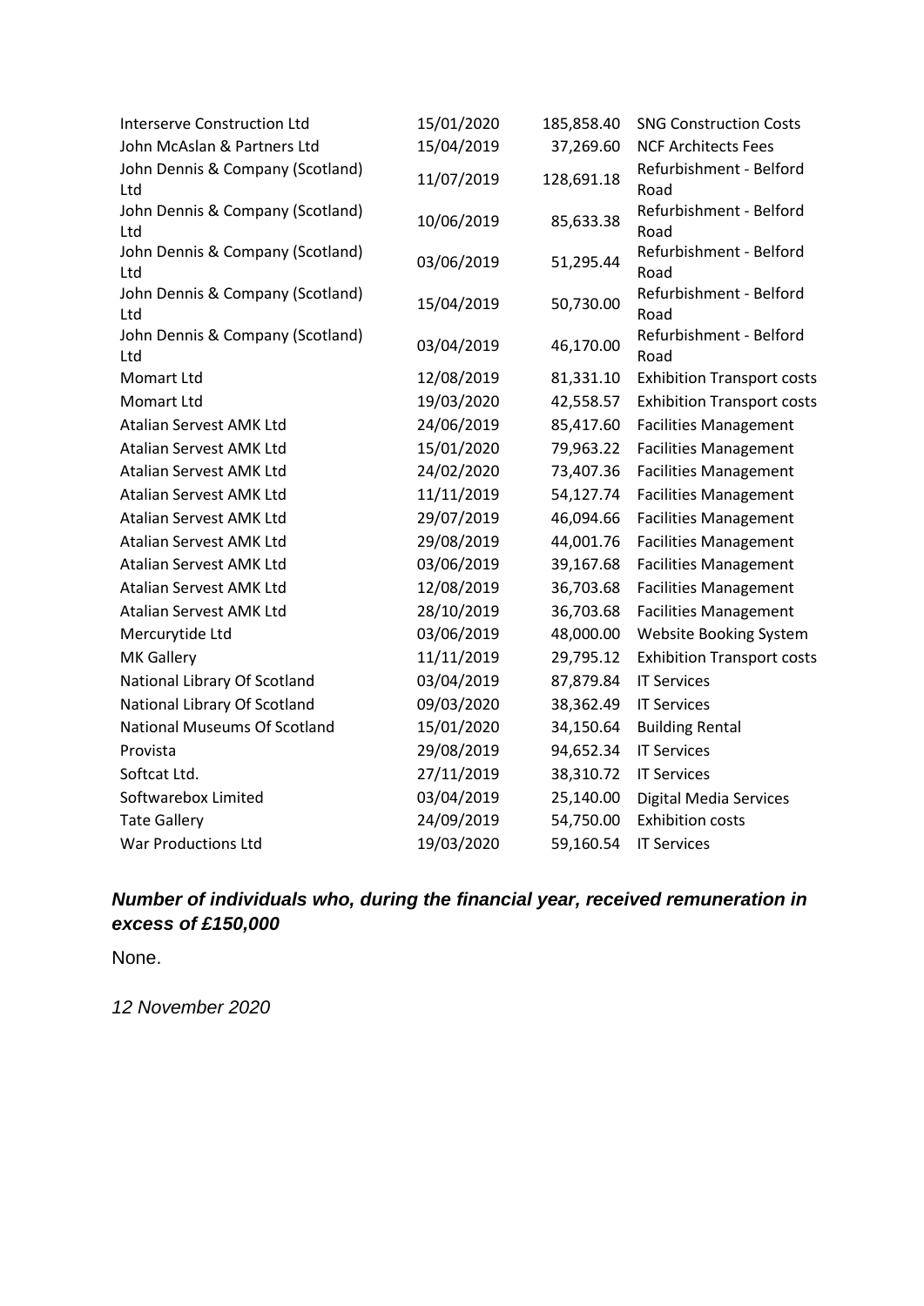| | | | |
|---|---|---|---|
| Interserve Construction Ltd | 15/01/2020 | 185,858.40 | SNG Construction Costs |
| John McAslan & Partners Ltd | 15/04/2019 | 37,269.60 | NCF Architects Fees |
| John Dennis & Company (Scotland) Ltd | 11/07/2019 | 128,691.18 | Refurbishment - Belford Road |
| John Dennis & Company (Scotland) Ltd | 10/06/2019 | 85,633.38 | Refurbishment - Belford Road |
| John Dennis & Company (Scotland) Ltd | 03/06/2019 | 51,295.44 | Refurbishment - Belford Road |
| John Dennis & Company (Scotland) Ltd | 15/04/2019 | 50,730.00 | Refurbishment - Belford Road |
| John Dennis & Company (Scotland) Ltd | 03/04/2019 | 46,170.00 | Refurbishment - Belford Road |
| Momart Ltd | 12/08/2019 | 81,331.10 | Exhibition Transport costs |
| Momart Ltd | 19/03/2020 | 42,558.57 | Exhibition Transport costs |
| Atalian Servest AMK Ltd | 24/06/2019 | 85,417.60 | Facilities Management |
| Atalian Servest AMK Ltd | 15/01/2020 | 79,963.22 | Facilities Management |
| Atalian Servest AMK Ltd | 24/02/2020 | 73,407.36 | Facilities Management |
| Atalian Servest AMK Ltd | 11/11/2019 | 54,127.74 | Facilities Management |
| Atalian Servest AMK Ltd | 29/07/2019 | 46,094.66 | Facilities Management |
| Atalian Servest AMK Ltd | 29/08/2019 | 44,001.76 | Facilities Management |
| Atalian Servest AMK Ltd | 03/06/2019 | 39,167.68 | Facilities Management |
| Atalian Servest AMK Ltd | 12/08/2019 | 36,703.68 | Facilities Management |
| Atalian Servest AMK Ltd | 28/10/2019 | 36,703.68 | Facilities Management |
| Mercurytide Ltd | 03/06/2019 | 48,000.00 | Website Booking System |
| MK Gallery | 11/11/2019 | 29,795.12 | Exhibition Transport costs |
| National Library Of Scotland | 03/04/2019 | 87,879.84 | IT Services |
| National Library Of Scotland | 09/03/2020 | 38,362.49 | IT Services |
| National Museums Of Scotland | 15/01/2020 | 34,150.64 | Building Rental |
| Provista | 29/08/2019 | 94,652.34 | IT Services |
| Softcat Ltd. | 27/11/2019 | 38,310.72 | IT Services |
| Softwarebox Limited | 03/04/2019 | 25,140.00 | Digital Media Services |
| Tate Gallery | 24/09/2019 | 54,750.00 | Exhibition costs |
| War Productions Ltd | 19/03/2020 | 59,160.54 | IT Services |

### *Number of individuals who, during the financial year, received remuneration in excess of £150,000*

None.

*12 November 2020*